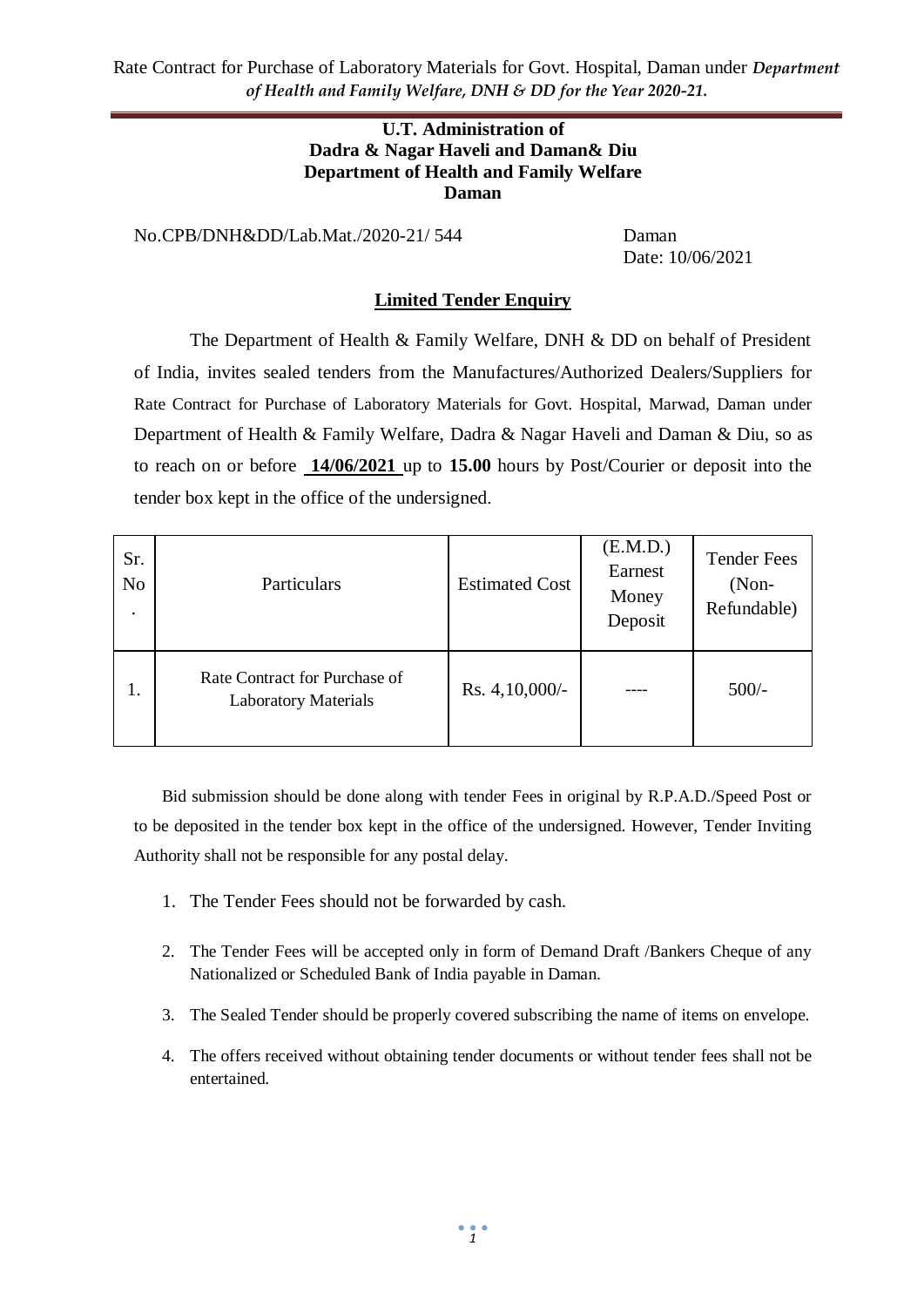**U.T. Administration of**
**Dadra & Nagar Haveli and Daman& Diu**
**Department of Health and Family Welfare**
**Daman**

No.CPB/DNH&DD/Lab.Mat./2020-21/ 544 Daman
Date: 10/06/2021

## Limited Tender Enquiry

The Department of Health & Family Welfare, DNH & DD on behalf of President of India, invites sealed tenders from the Manufactures/Authorized Dealers/Suppliers for Rate Contract for Purchase of Laboratory Materials for Govt. Hospital, Marwad, Daman under Department of Health & Family Welfare, Dadra & Nagar Haveli and Daman & Diu, so as to reach on or before **14/06/2021** up to **15.00** hours by Post/Courier or deposit into the tender box kept in the office of the undersigned.

| Sr. No. | Particulars | Estimated Cost | (E.M.D.) Earnest Money Deposit | Tender Fees (Non-Refundable) |
|---|---|---|---|---|
| 1. | Rate Contract for Purchase of Laboratory Materials | Rs. 4,10,000/- | ---- | 500/- |

Bid submission should be done along with tender Fees in original by R.P.A.D./Speed Post or to be deposited in the tender box kept in the office of the undersigned. However, Tender Inviting Authority shall not be responsible for any postal delay.

1. The Tender Fees should not be forwarded by cash.
2. The Tender Fees will be accepted only in form of Demand Draft /Bankers Cheque of any Nationalized or Scheduled Bank of India payable in Daman.
3. The Sealed Tender should be properly covered subscribing the name of items on envelope.
4. The offers received without obtaining tender documents or without tender fees shall not be entertained.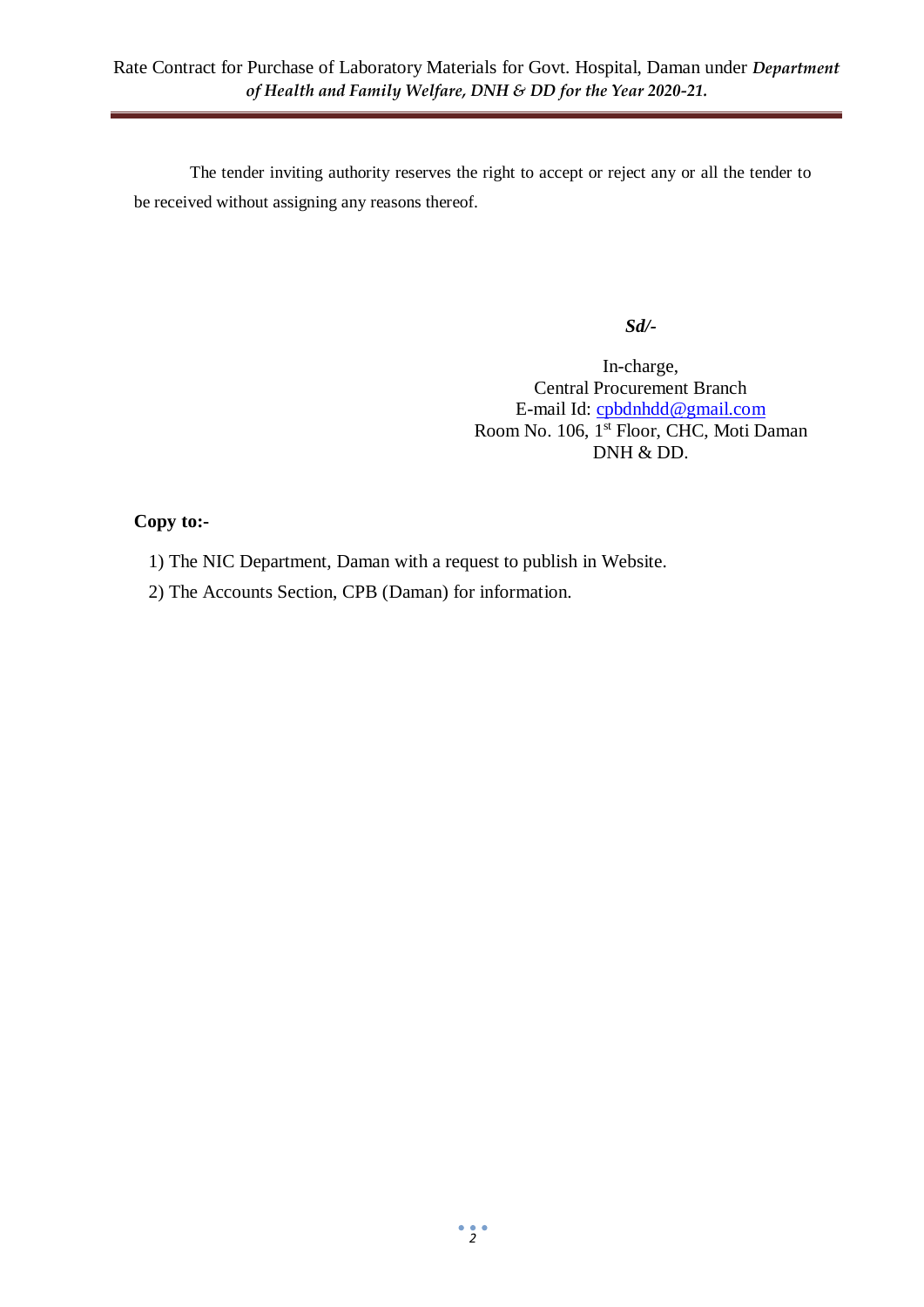The tender inviting authority reserves the right to accept or reject any or all the tender to be received without assigning any reasons thereof.

***Sd/-***

In-charge,
Central Procurement Branch
E-mail Id: cpbdnhdd@gmail.com
Room No. 106, 1st Floor, CHC, Moti Daman
DNH & DD.

**Copy to:-**

1) The NIC Department, Daman with a request to publish in Website.
2) The Accounts Section, CPB (Daman) for information.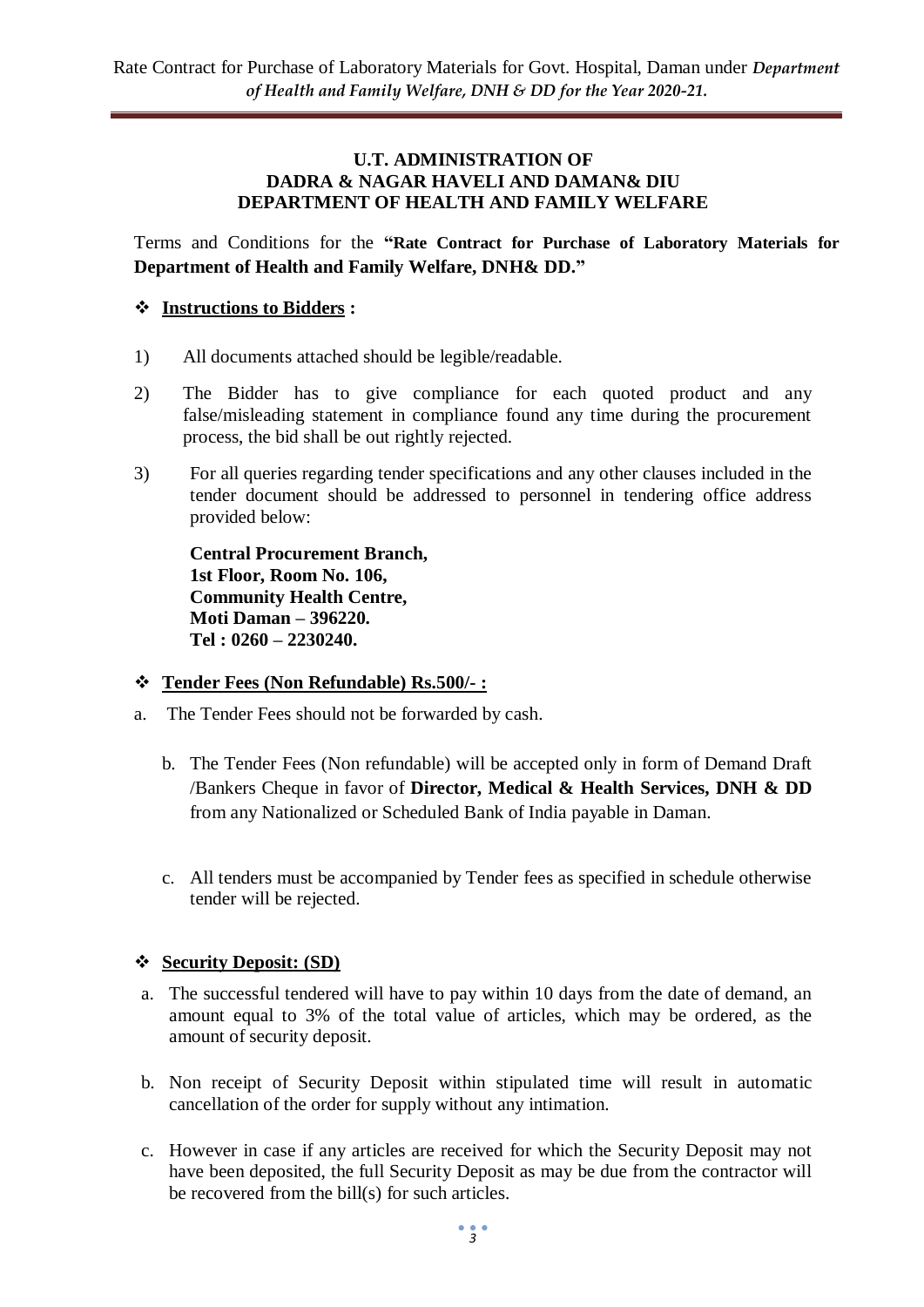**U.T. ADMINISTRATION OF**
**DADRA & NAGAR HAVELI AND DAMAN& DIU**
**DEPARTMENT OF HEALTH AND FAMILY WELFARE**

Terms and Conditions for the **"Rate Contract for Purchase of Laboratory Materials for Department of Health and Family Welfare, DNH& DD."**

## ❖ Instructions to Bidders :

1) All documents attached should be legible/readable.

2) The Bidder has to give compliance for each quoted product and any false/misleading statement in compliance found any time during the procurement process, the bid shall be out rightly rejected.

3) For all queries regarding tender specifications and any other clauses included in the tender document should be addressed to personnel in tendering office address provided below:

   **Central Procurement Branch,**
   **1st Floor, Room No. 106,**
   **Community Health Centre,**
   **Moti Daman – 396220.**
   **Tel : 0260 – 2230240.**

## ❖ Tender Fees (Non Refundable) Rs.500/- :

a. The Tender Fees should not be forwarded by cash.

b. The Tender Fees (Non refundable) will be accepted only in form of Demand Draft /Bankers Cheque in favor of **Director, Medical & Health Services, DNH & DD** from any Nationalized or Scheduled Bank of India payable in Daman.

c. All tenders must be accompanied by Tender fees as specified in schedule otherwise tender will be rejected.

## ❖ Security Deposit: (SD)

a. The successful tendered will have to pay within 10 days from the date of demand, an amount equal to 3% of the total value of articles, which may be ordered, as the amount of security deposit.

b. Non receipt of Security Deposit within stipulated time will result in automatic cancellation of the order for supply without any intimation.

c. However in case if any articles are received for which the Security Deposit may not have been deposited, the full Security Deposit as may be due from the contractor will be recovered from the bill(s) for such articles.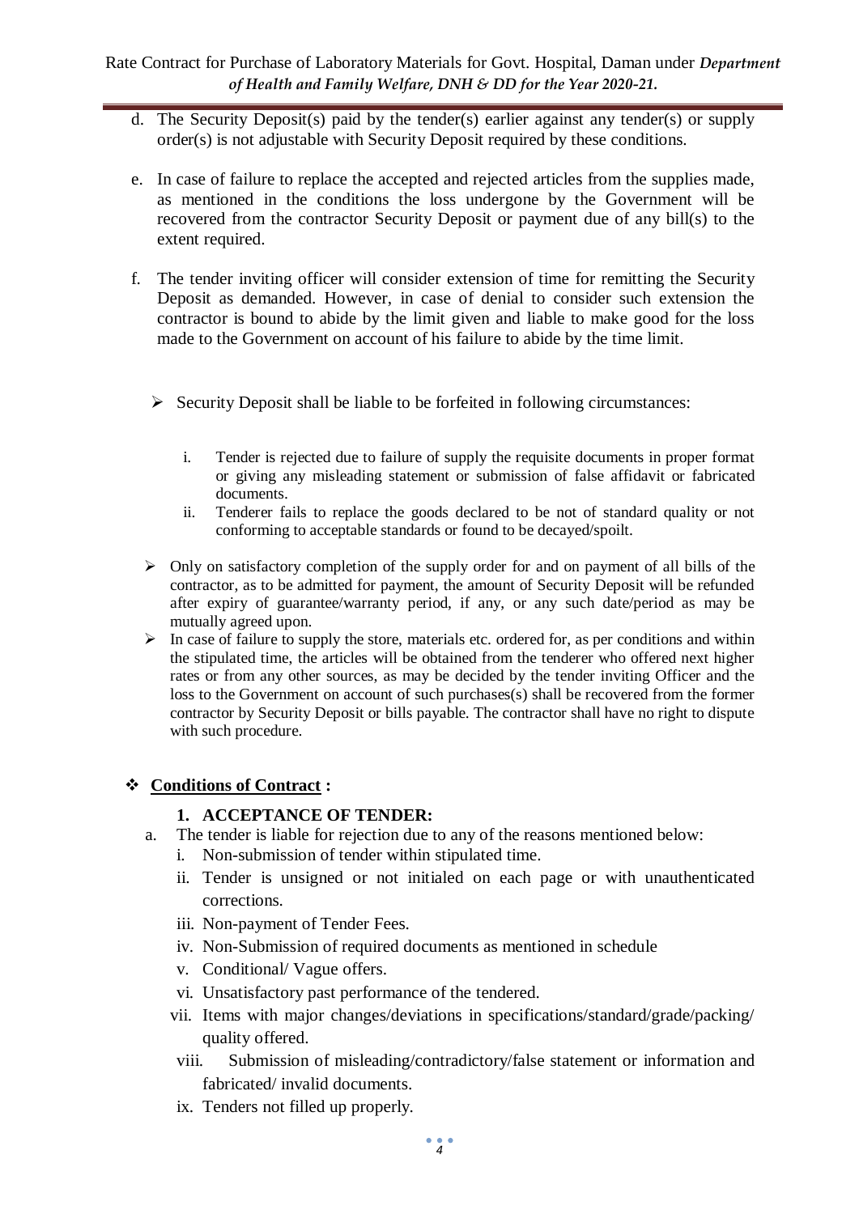d. The Security Deposit(s) paid by the tender(s) earlier against any tender(s) or supply order(s) is not adjustable with Security Deposit required by these conditions.

e. In case of failure to replace the accepted and rejected articles from the supplies made, as mentioned in the conditions the loss undergone by the Government will be recovered from the contractor Security Deposit or payment due of any bill(s) to the extent required.

f. The tender inviting officer will consider extension of time for remitting the Security Deposit as demanded. However, in case of denial to consider such extension the contractor is bound to abide by the limit given and liable to make good for the loss made to the Government on account of his failure to abide by the time limit.

- Security Deposit shall be liable to be forfeited in following circumstances:

    i. Tender is rejected due to failure of supply the requisite documents in proper format or giving any misleading statement or submission of false affidavit or fabricated documents.
    ii. Tenderer fails to replace the goods declared to be not of standard quality or not conforming to acceptable standards or found to be decayed/spoilt.

- Only on satisfactory completion of the supply order for and on payment of all bills of the contractor, as to be admitted for payment, the amount of Security Deposit will be refunded after expiry of guarantee/warranty period, if any, or any such date/period as may be mutually agreed upon.
- In case of failure to supply the store, materials etc. ordered for, as per conditions and within the stipulated time, the articles will be obtained from the tenderer who offered next higher rates or from any other sources, as may be decided by the tender inviting Officer and the loss to the Government on account of such purchases(s) shall be recovered from the former contractor by Security Deposit or bills payable. The contractor shall have no right to dispute with such procedure.

## **Conditions of Contract :**

### 1. ACCEPTANCE OF TENDER:

a. The tender is liable for rejection due to any of the reasons mentioned below:
    i. Non-submission of tender within stipulated time.
    ii. Tender is unsigned or not initialed on each page or with unauthenticated corrections.
    iii. Non-payment of Tender Fees.
    iv. Non-Submission of required documents as mentioned in schedule
    v. Conditional/ Vague offers.
    vi. Unsatisfactory past performance of the tendered.
    vii. Items with major changes/deviations in specifications/standard/grade/packing/ quality offered.
    viii. Submission of misleading/contradictory/false statement or information and fabricated/ invalid documents.
    ix. Tenders not filled up properly.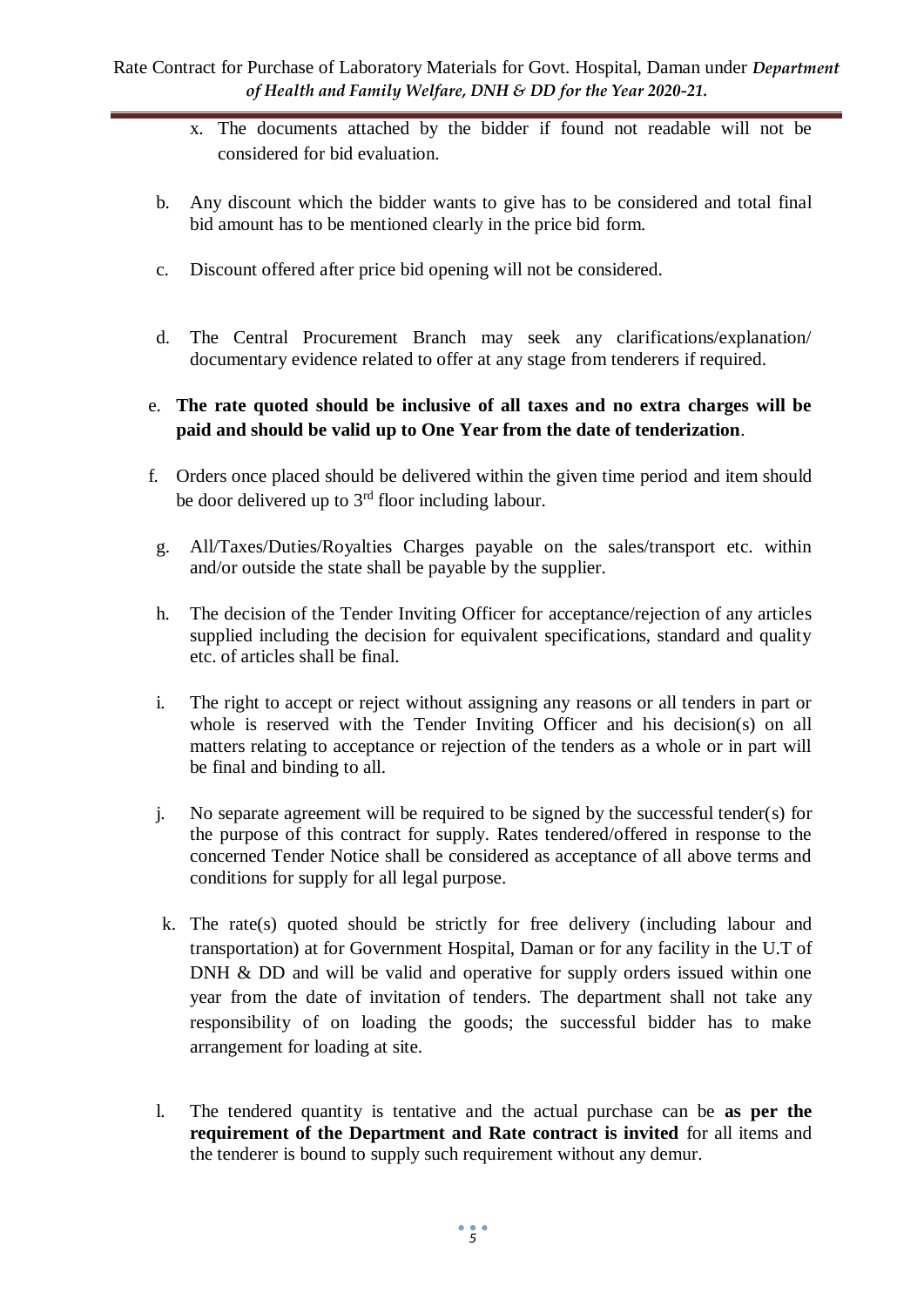x. The documents attached by the bidder if found not readable will not be considered for bid evaluation.

b. Any discount which the bidder wants to give has to be considered and total final bid amount has to be mentioned clearly in the price bid form.

c. Discount offered after price bid opening will not be considered.

d. The Central Procurement Branch may seek any clarifications/explanation/ documentary evidence related to offer at any stage from tenderers if required.

e. **The rate quoted should be inclusive of all taxes and no extra charges will be paid and should be valid up to One Year from the date of tenderization**.

f. Orders once placed should be delivered within the given time period and item should be door delivered up to 3rd floor including labour.

g. All/Taxes/Duties/Royalties Charges payable on the sales/transport etc. within and/or outside the state shall be payable by the supplier.

h. The decision of the Tender Inviting Officer for acceptance/rejection of any articles supplied including the decision for equivalent specifications, standard and quality etc. of articles shall be final.

i. The right to accept or reject without assigning any reasons or all tenders in part or whole is reserved with the Tender Inviting Officer and his decision(s) on all matters relating to acceptance or rejection of the tenders as a whole or in part will be final and binding to all.

j. No separate agreement will be required to be signed by the successful tender(s) for the purpose of this contract for supply. Rates tendered/offered in response to the concerned Tender Notice shall be considered as acceptance of all above terms and conditions for supply for all legal purpose.

k. The rate(s) quoted should be strictly for free delivery (including labour and transportation) at for Government Hospital, Daman or for any facility in the U.T of DNH & DD and will be valid and operative for supply orders issued within one year from the date of invitation of tenders. The department shall not take any responsibility of on loading the goods; the successful bidder has to make arrangement for loading at site.

l. The tendered quantity is tentative and the actual purchase can be **as per the requirement of the Department and Rate contract is invited** for all items and the tenderer is bound to supply such requirement without any demur.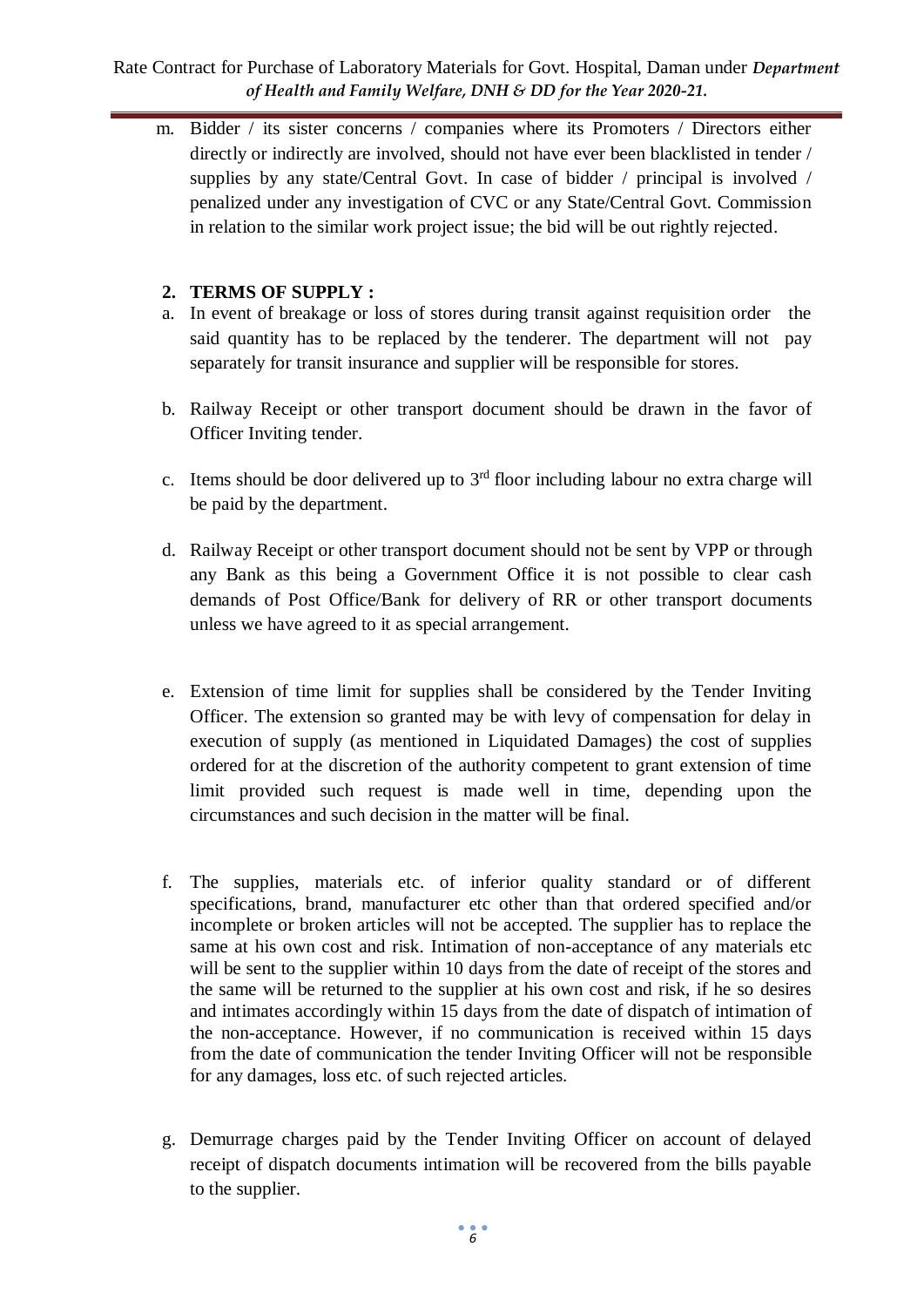m. Bidder / its sister concerns / companies where its Promoters / Directors either directly or indirectly are involved, should not have ever been blacklisted in tender / supplies by any state/Central Govt. In case of bidder / principal is involved / penalized under any investigation of CVC or any State/Central Govt. Commission in relation to the similar work project issue; the bid will be out rightly rejected.

## 2. TERMS OF SUPPLY :

a. In event of breakage or loss of stores during transit against requisition order the said quantity has to be replaced by the tenderer. The department will not pay separately for transit insurance and supplier will be responsible for stores.

b. Railway Receipt or other transport document should be drawn in the favor of Officer Inviting tender.

c. Items should be door delivered up to 3rd floor including labour no extra charge will be paid by the department.

d. Railway Receipt or other transport document should not be sent by VPP or through any Bank as this being a Government Office it is not possible to clear cash demands of Post Office/Bank for delivery of RR or other transport documents unless we have agreed to it as special arrangement.

e. Extension of time limit for supplies shall be considered by the Tender Inviting Officer. The extension so granted may be with levy of compensation for delay in execution of supply (as mentioned in Liquidated Damages) the cost of supplies ordered for at the discretion of the authority competent to grant extension of time limit provided such request is made well in time, depending upon the circumstances and such decision in the matter will be final.

f. The supplies, materials etc. of inferior quality standard or of different specifications, brand, manufacturer etc other than that ordered specified and/or incomplete or broken articles will not be accepted. The supplier has to replace the same at his own cost and risk. Intimation of non-acceptance of any materials etc will be sent to the supplier within 10 days from the date of receipt of the stores and the same will be returned to the supplier at his own cost and risk, if he so desires and intimates accordingly within 15 days from the date of dispatch of intimation of the non-acceptance. However, if no communication is received within 15 days from the date of communication the tender Inviting Officer will not be responsible for any damages, loss etc. of such rejected articles.

g. Demurrage charges paid by the Tender Inviting Officer on account of delayed receipt of dispatch documents intimation will be recovered from the bills payable to the supplier.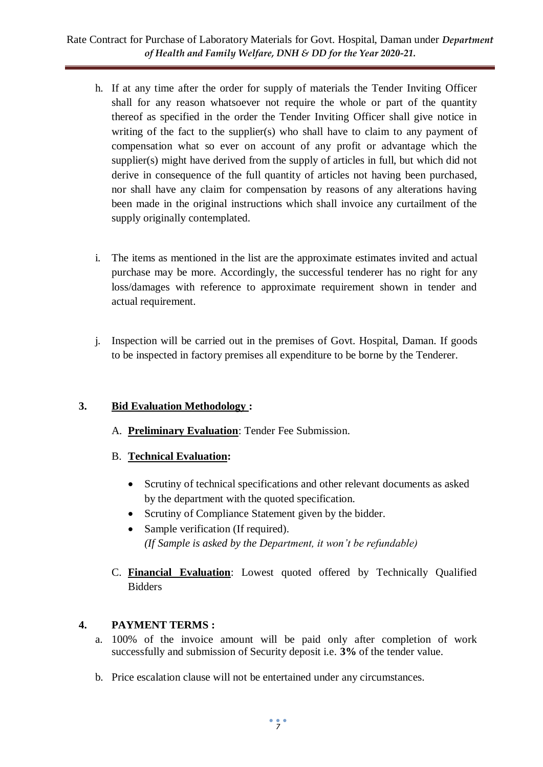h. If at any time after the order for supply of materials the Tender Inviting Officer shall for any reason whatsoever not require the whole or part of the quantity thereof as specified in the order the Tender Inviting Officer shall give notice in writing of the fact to the supplier(s) who shall have to claim to any payment of compensation what so ever on account of any profit or advantage which the supplier(s) might have derived from the supply of articles in full, but which did not derive in consequence of the full quantity of articles not having been purchased, nor shall have any claim for compensation by reasons of any alterations having been made in the original instructions which shall invoice any curtailment of the supply originally contemplated.

i. The items as mentioned in the list are the approximate estimates invited and actual purchase may be more. Accordingly, the successful tenderer has no right for any loss/damages with reference to approximate requirement shown in tender and actual requirement.

j. Inspection will be carried out in the premises of Govt. Hospital, Daman. If goods to be inspected in factory premises all expenditure to be borne by the Tenderer.

**3. <u>Bid Evaluation Methodology</u> :**

A. **<u>Preliminary Evaluation</u>**: Tender Fee Submission.

B. **<u>Technical Evaluation</u>:**

- Scrutiny of technical specifications and other relevant documents as asked by the department with the quoted specification.
- Scrutiny of Compliance Statement given by the bidder.
- Sample verification (If required).
  *(If Sample is asked by the Department, it won't be refundable)*

C. **<u>Financial Evaluation</u>**: Lowest quoted offered by Technically Qualified Bidders

**4. PAYMENT TERMS :**

a. 100% of the invoice amount will be paid only after completion of work successfully and submission of Security deposit i.e. **3%** of the tender value.

b. Price escalation clause will not be entertained under any circumstances.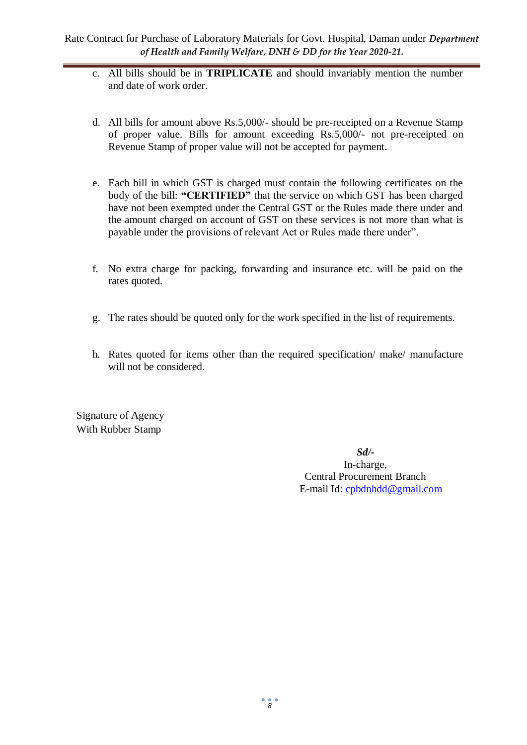c. All bills should be in **TRIPLICATE** and should invariably mention the number and date of work order.

d. All bills for amount above Rs.5,000/- should be pre-receipted on a Revenue Stamp of proper value. Bills for amount exceeding Rs.5,000/- not pre-receipted on Revenue Stamp of proper value will not be accepted for payment.

e. Each bill in which GST is charged must contain the following certificates on the body of the bill: **"CERTIFIED"** that the service on which GST has been charged have not been exempted under the Central GST or the Rules made there under and the amount charged on account of GST on these services is not more than what is payable under the provisions of relevant Act or Rules made there under".

f. No extra charge for packing, forwarding and insurance etc. will be paid on the rates quoted.

g. The rates should be quoted only for the work specified in the list of requirements.

h. Rates quoted for items other than the required specification/ make/ manufacture will not be considered.

Signature of Agency
With Rubber Stamp

***Sd/-***
In-charge,
Central Procurement Branch
E-mail Id: cpbdnhdd@gmail.com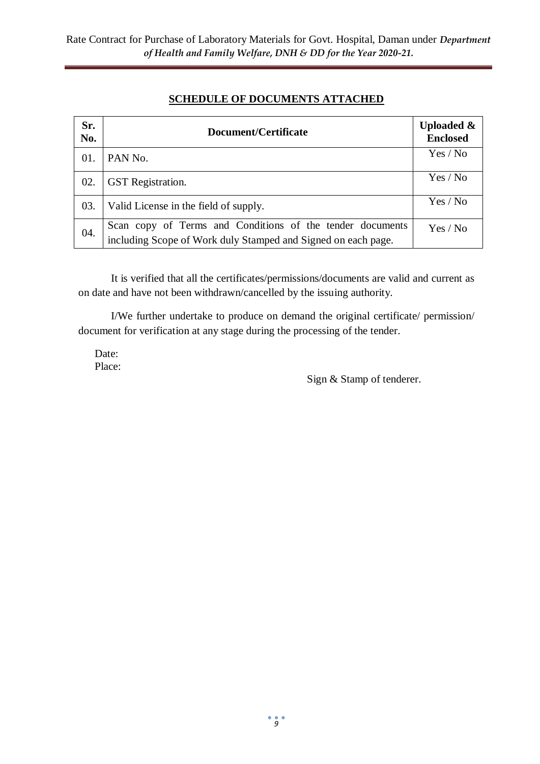## SCHEDULE OF DOCUMENTS ATTACHED

| Sr. No. | Document/Certificate | Uploaded & Enclosed |
|---|---|---|
| 01. | PAN No. | Yes / No |
| 02. | GST Registration. | Yes / No |
| 03. | Valid License in the field of supply. | Yes / No |
| 04. | Scan copy of Terms and Conditions of the tender documents including Scope of Work duly Stamped and Signed on each page. | Yes / No |

It is verified that all the certificates/permissions/documents are valid and current as on date and have not been withdrawn/cancelled by the issuing authority.

I/We further undertake to produce on demand the original certificate/ permission/ document for verification at any stage during the processing of the tender.

Date:
Place:

Sign & Stamp of tenderer.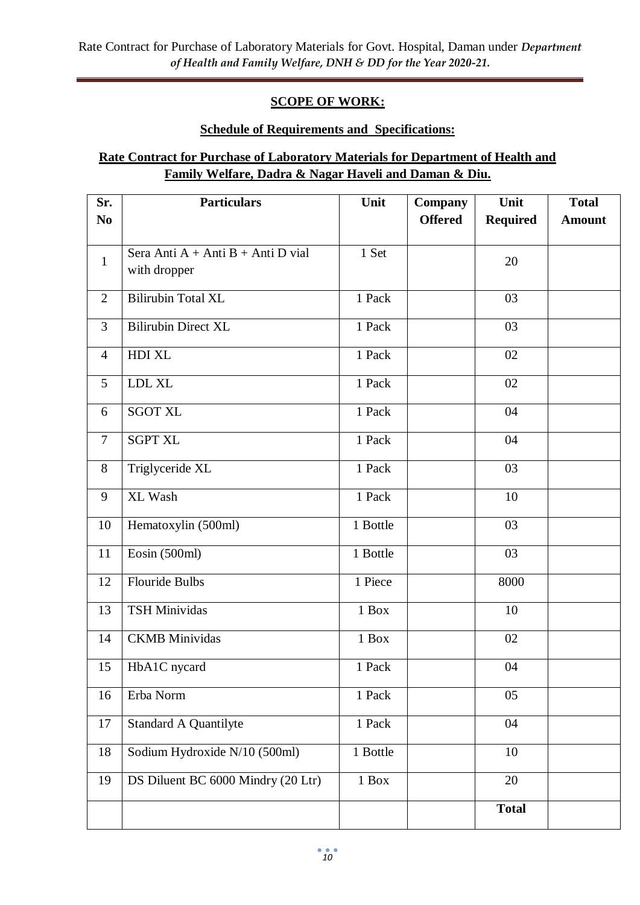## SCOPE OF WORK:

### Schedule of Requirements and Specifications:

### Rate Contract for Purchase of Laboratory Materials for Department of Health and Family Welfare, Dadra & Nagar Haveli and Daman & Diu.

| Sr. No | Particulars | Unit | Company Offered | Unit Required | Total Amount |
|---|---|---|---|---|---|
| 1 | Sera Anti A + Anti B + Anti D vial with dropper | 1 Set | | 20 | |
| 2 | Bilirubin Total XL | 1 Pack | | 03 | |
| 3 | Bilirubin Direct XL | 1 Pack | | 03 | |
| 4 | HDI XL | 1 Pack | | 02 | |
| 5 | LDL XL | 1 Pack | | 02 | |
| 6 | SGOT XL | 1 Pack | | 04 | |
| 7 | SGPT XL | 1 Pack | | 04 | |
| 8 | Triglyceride XL | 1 Pack | | 03 | |
| 9 | XL Wash | 1 Pack | | 10 | |
| 10 | Hematoxylin (500ml) | 1 Bottle | | 03 | |
| 11 | Eosin (500ml) | 1 Bottle | | 03 | |
| 12 | Flouride Bulbs | 1 Piece | | 8000 | |
| 13 | TSH Minividas | 1 Box | | 10 | |
| 14 | CKMB Minividas | 1 Box | | 02 | |
| 15 | HbA1C nycard | 1 Pack | | 04 | |
| 16 | Erba Norm | 1 Pack | | 05 | |
| 17 | Standard A Quantilyte | 1 Pack | | 04 | |
| 18 | Sodium Hydroxide N/10 (500ml) | 1 Bottle | | 10 | |
| 19 | DS Diluent BC 6000 Mindry (20 Ltr) | 1 Box | | 20 | |
| | | | | **Total** | |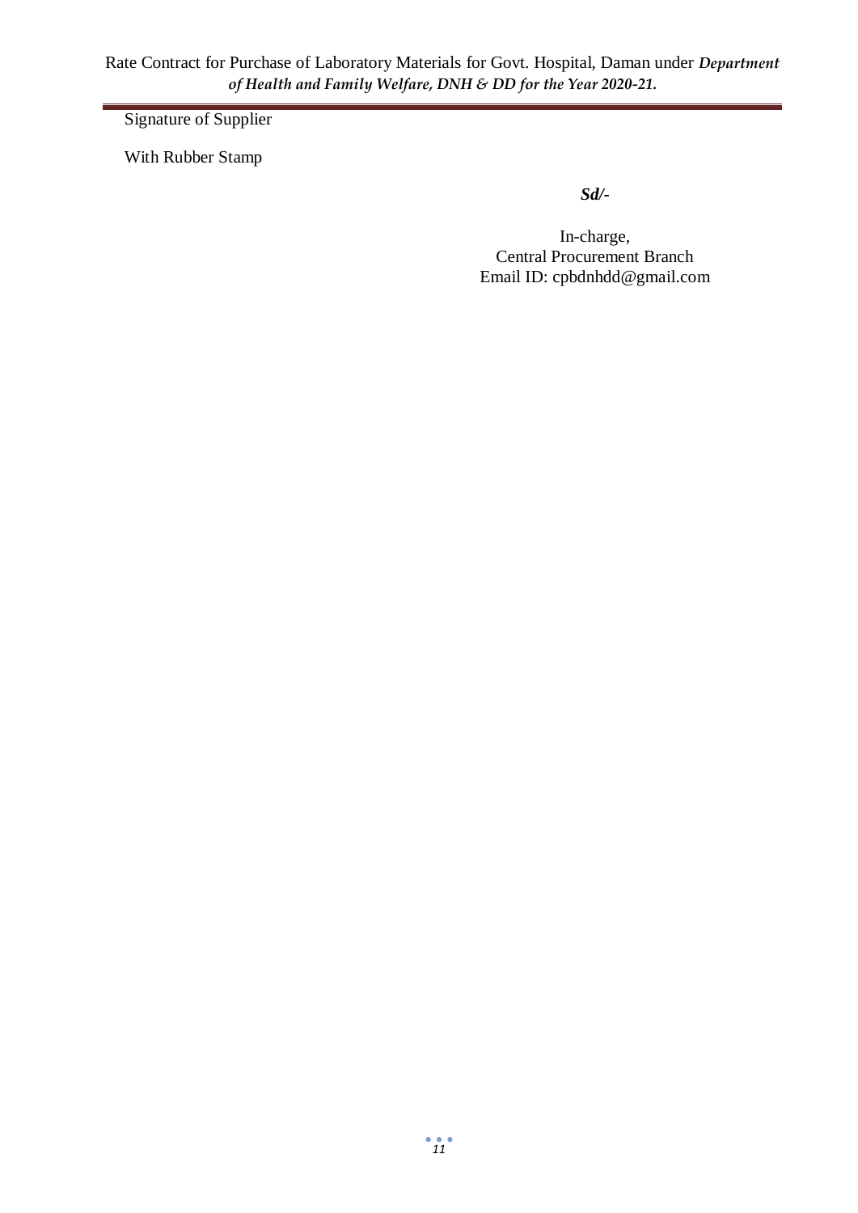Signature of Supplier

With Rubber Stamp

***Sd/-***

In-charge,
Central Procurement Branch
Email ID: cpbdnhdd@gmail.com